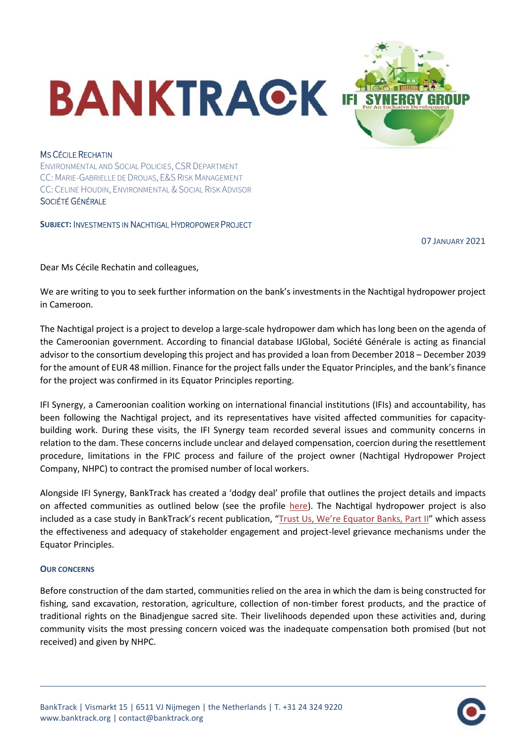Ms Cécile Rechatin
Environmental and Social Policies, CSR Department
CC: Marie-Gabrielle de Drouas, E&S Risk Management
CC: Celine Houdin, Environmental & Social Risk Advisor
Société Générale

**Subject:** Investments in Nachtigal Hydropower Project

07 January 2021

Dear Ms Cécile Rechatin and colleagues,

We are writing to you to seek further information on the bank's investments in the Nachtigal hydropower project in Cameroon.

The Nachtigal project is a project to develop a large-scale hydropower dam which has long been on the agenda of the Cameroonian government. According to financial database IJGlobal, Société Générale is acting as financial advisor to the consortium developing this project and has provided a loan from December 2018 – December 2039 for the amount of EUR 48 million. Finance for the project falls under the Equator Principles, and the bank's finance for the project was confirmed in its Equator Principles reporting.

IFI Synergy, a Cameroonian coalition working on international financial institutions (IFIs) and accountability, has been following the Nachtigal project, and its representatives have visited affected communities for capacity-building work. During these visits, the IFI Synergy team recorded several issues and community concerns in relation to the dam. These concerns include unclear and delayed compensation, coercion during the resettlement procedure, limitations in the FPIC process and failure of the project owner (Nachtigal Hydropower Project Company, NHPC) to contract the promised number of local workers.

Alongside IFI Synergy, BankTrack has created a 'dodgy deal' profile that outlines the project details and impacts on affected communities as outlined below (see the profile here). The Nachtigal hydropower project is also included as a case study in BankTrack's recent publication, "Trust Us, We're Equator Banks, Part II" which assess the effectiveness and adequacy of stakeholder engagement and project-level grievance mechanisms under the Equator Principles.

### Our concerns

Before construction of the dam started, communities relied on the area in which the dam is being constructed for fishing, sand excavation, restoration, agriculture, collection of non-timber forest products, and the practice of traditional rights on the Binadjengue sacred site. Their livelihoods depended upon these activities and, during community visits the most pressing concern voiced was the inadequate compensation both promised (but not received) and given by NHPC.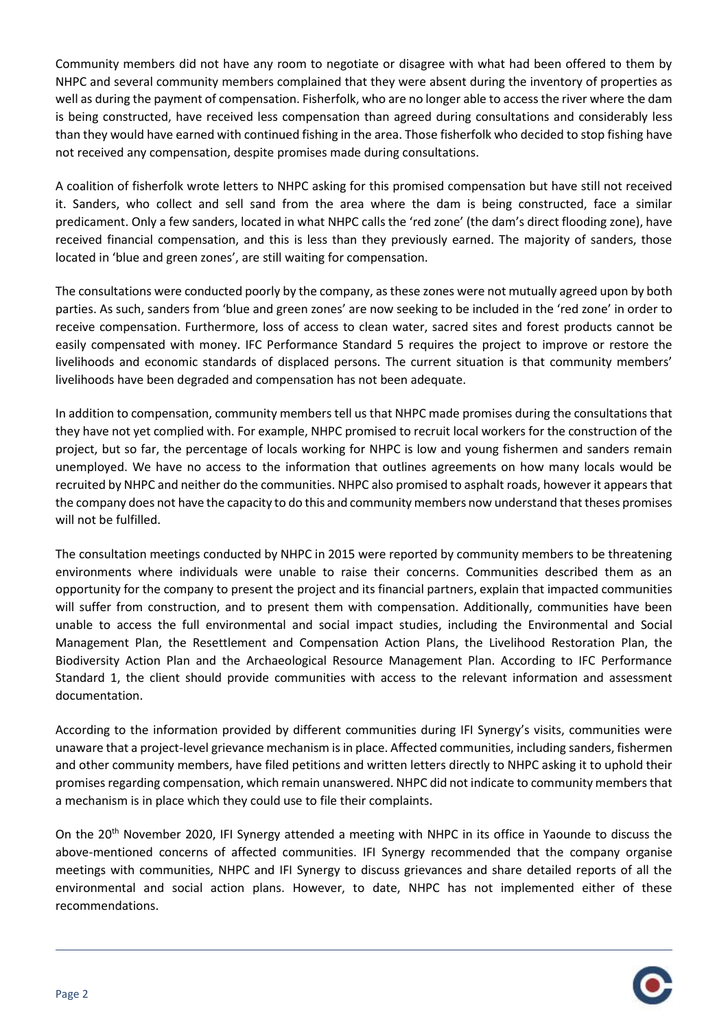Community members did not have any room to negotiate or disagree with what had been offered to them by NHPC and several community members complained that they were absent during the inventory of properties as well as during the payment of compensation. Fisherfolk, who are no longer able to access the river where the dam is being constructed, have received less compensation than agreed during consultations and considerably less than they would have earned with continued fishing in the area. Those fisherfolk who decided to stop fishing have not received any compensation, despite promises made during consultations.

A coalition of fisherfolk wrote letters to NHPC asking for this promised compensation but have still not received it. Sanders, who collect and sell sand from the area where the dam is being constructed, face a similar predicament. Only a few sanders, located in what NHPC calls the 'red zone' (the dam's direct flooding zone), have received financial compensation, and this is less than they previously earned. The majority of sanders, those located in 'blue and green zones', are still waiting for compensation.

The consultations were conducted poorly by the company, as these zones were not mutually agreed upon by both parties. As such, sanders from 'blue and green zones' are now seeking to be included in the 'red zone' in order to receive compensation. Furthermore, loss of access to clean water, sacred sites and forest products cannot be easily compensated with money. IFC Performance Standard 5 requires the project to improve or restore the livelihoods and economic standards of displaced persons. The current situation is that community members' livelihoods have been degraded and compensation has not been adequate.

In addition to compensation, community members tell us that NHPC made promises during the consultations that they have not yet complied with. For example, NHPC promised to recruit local workers for the construction of the project, but so far, the percentage of locals working for NHPC is low and young fishermen and sanders remain unemployed. We have no access to the information that outlines agreements on how many locals would be recruited by NHPC and neither do the communities. NHPC also promised to asphalt roads, however it appears that the company does not have the capacity to do this and community members now understand that theses promises will not be fulfilled.

The consultation meetings conducted by NHPC in 2015 were reported by community members to be threatening environments where individuals were unable to raise their concerns. Communities described them as an opportunity for the company to present the project and its financial partners, explain that impacted communities will suffer from construction, and to present them with compensation. Additionally, communities have been unable to access the full environmental and social impact studies, including the Environmental and Social Management Plan, the Resettlement and Compensation Action Plans, the Livelihood Restoration Plan, the Biodiversity Action Plan and the Archaeological Resource Management Plan. According to IFC Performance Standard 1, the client should provide communities with access to the relevant information and assessment documentation.

According to the information provided by different communities during IFI Synergy's visits, communities were unaware that a project-level grievance mechanism is in place. Affected communities, including sanders, fishermen and other community members, have filed petitions and written letters directly to NHPC asking it to uphold their promises regarding compensation, which remain unanswered. NHPC did not indicate to community members that a mechanism is in place which they could use to file their complaints.

On the 20th November 2020, IFI Synergy attended a meeting with NHPC in its office in Yaounde to discuss the above-mentioned concerns of affected communities. IFI Synergy recommended that the company organise meetings with communities, NHPC and IFI Synergy to discuss grievances and share detailed reports of all the environmental and social action plans. However, to date, NHPC has not implemented either of these recommendations.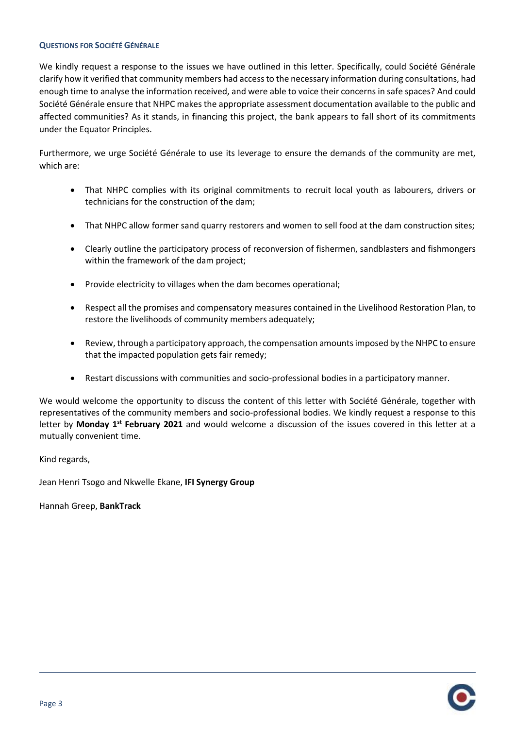### QUESTIONS FOR SOCIÉTÉ GÉNÉRALE

We kindly request a response to the issues we have outlined in this letter. Specifically, could Société Générale clarify how it verified that community members had access to the necessary information during consultations, had enough time to analyse the information received, and were able to voice their concerns in safe spaces? And could Société Générale ensure that NHPC makes the appropriate assessment documentation available to the public and affected communities? As it stands, in financing this project, the bank appears to fall short of its commitments under the Equator Principles.

Furthermore, we urge Société Générale to use its leverage to ensure the demands of the community are met, which are:

- That NHPC complies with its original commitments to recruit local youth as labourers, drivers or technicians for the construction of the dam;
- That NHPC allow former sand quarry restorers and women to sell food at the dam construction sites;
- Clearly outline the participatory process of reconversion of fishermen, sandblasters and fishmongers within the framework of the dam project;
- Provide electricity to villages when the dam becomes operational;
- Respect all the promises and compensatory measures contained in the Livelihood Restoration Plan, to restore the livelihoods of community members adequately;
- Review, through a participatory approach, the compensation amounts imposed by the NHPC to ensure that the impacted population gets fair remedy;
- Restart discussions with communities and socio-professional bodies in a participatory manner.

We would welcome the opportunity to discuss the content of this letter with Société Générale, together with representatives of the community members and socio-professional bodies. We kindly request a response to this letter by **Monday 1st February 2021** and would welcome a discussion of the issues covered in this letter at a mutually convenient time.

Kind regards,

Jean Henri Tsogo and Nkwelle Ekane, **IFI Synergy Group**

Hannah Greep, **BankTrack**